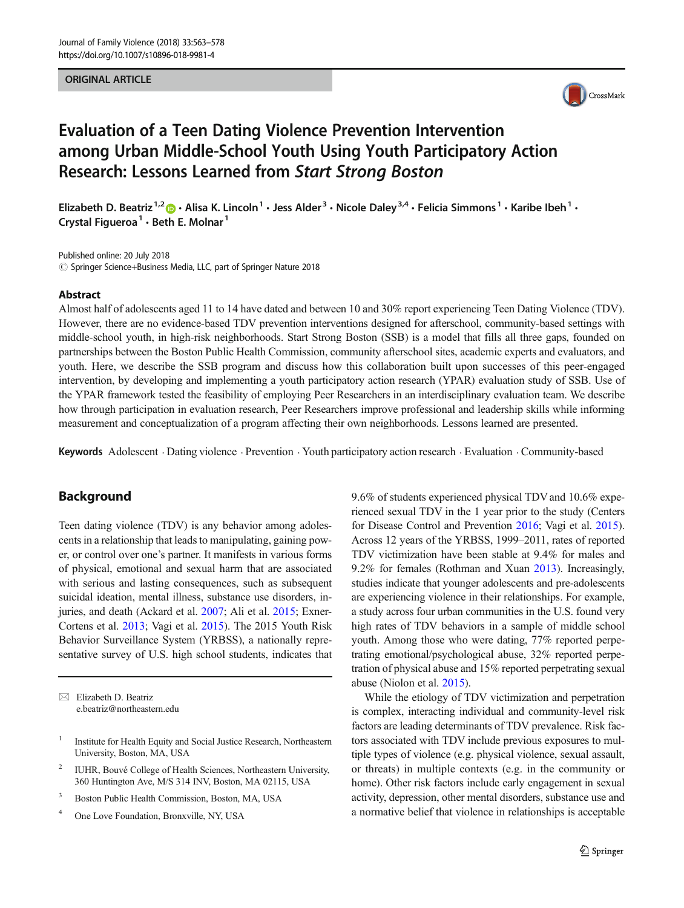ORIGINAL ARTICLE

# Evaluation of a Teen Dating Violence Prevention Intervention among Urban Middle-School Youth Using Youth Participatory Action Research: Lessons Learned from *Start Strong Boston*

Elizabeth D. Beatriz[1,2] · Alisa K. Lincoln[1] · Jess Alder[3] · Nicole Daley[3,4] · Felicia Simmons[1] · Karibe Ibeh[1] · Crystal Figueroa[1] · Beth E. Molnar[1]

Published online: 20 July 2018
© Springer Science+Business Media, LLC, part of Springer Nature 2018

## Abstract

Almost half of adolescents aged 11 to 14 have dated and between 10 and 30% report experiencing Teen Dating Violence (TDV). However, there are no evidence-based TDV prevention interventions designed for afterschool, community-based settings with middle-school youth, in high-risk neighborhoods. Start Strong Boston (SSB) is a model that fills all three gaps, founded on partnerships between the Boston Public Health Commission, community afterschool sites, academic experts and evaluators, and youth. Here, we describe the SSB program and discuss how this collaboration built upon successes of this peer-engaged intervention, by developing and implementing a youth participatory action research (YPAR) evaluation study of SSB. Use of the YPAR framework tested the feasibility of employing Peer Researchers in an interdisciplinary evaluation team. We describe how through participation in evaluation research, Peer Researchers improve professional and leadership skills while informing measurement and conceptualization of a program affecting their own neighborhoods. Lessons learned are presented.

**Keywords** Adolescent · Dating violence · Prevention · Youth participatory action research · Evaluation · Community-based

## Background

Teen dating violence (TDV) is any behavior among adolescents in a relationship that leads to manipulating, gaining power, or control over one's partner. It manifests in various forms of physical, emotional and sexual harm that are associated with serious and lasting consequences, such as subsequent suicidal ideation, mental illness, substance use disorders, injuries, and death (Ackard et al. 2007; Ali et al. 2015; Exner-Cortens et al. 2013; Vagi et al. 2015). The 2015 Youth Risk Behavior Surveillance System (YRBSS), a nationally representative survey of U.S. high school students, indicates that 9.6% of students experienced physical TDV and 10.6% experienced sexual TDV in the 1 year prior to the study (Centers for Disease Control and Prevention 2016; Vagi et al. 2015). Across 12 years of the YRBSS, 1999–2011, rates of reported TDV victimization have been stable at 9.4% for males and 9.2% for females (Rothman and Xuan 2013). Increasingly, studies indicate that younger adolescents and pre-adolescents are experiencing violence in their relationships. For example, a study across four urban communities in the U.S. found very high rates of TDV behaviors in a sample of middle school youth. Among those who were dating, 77% reported perpetrating emotional/psychological abuse, 32% reported perpetration of physical abuse and 15% reported perpetrating sexual abuse (Niolon et al. 2015).

While the etiology of TDV victimization and perpetration is complex, interacting individual and community-level risk factors are leading determinants of TDV prevalence. Risk factors associated with TDV include previous exposures to multiple types of violence (e.g. physical violence, sexual assault, or threats) in multiple contexts (e.g. in the community or home). Other risk factors include early engagement in sexual activity, depression, other mental disorders, substance use and a normative belief that violence in relationships is acceptable

---

✉ Elizabeth D. Beatriz
e.beatriz@northeastern.edu

1 Institute for Health Equity and Social Justice Research, Northeastern University, Boston, MA, USA

2 IUHR, Bouvé College of Health Sciences, Northeastern University, 360 Huntington Ave, M/S 314 INV, Boston, MA 02115, USA

3 Boston Public Health Commission, Boston, MA, USA

4 One Love Foundation, Bronxville, NY, USA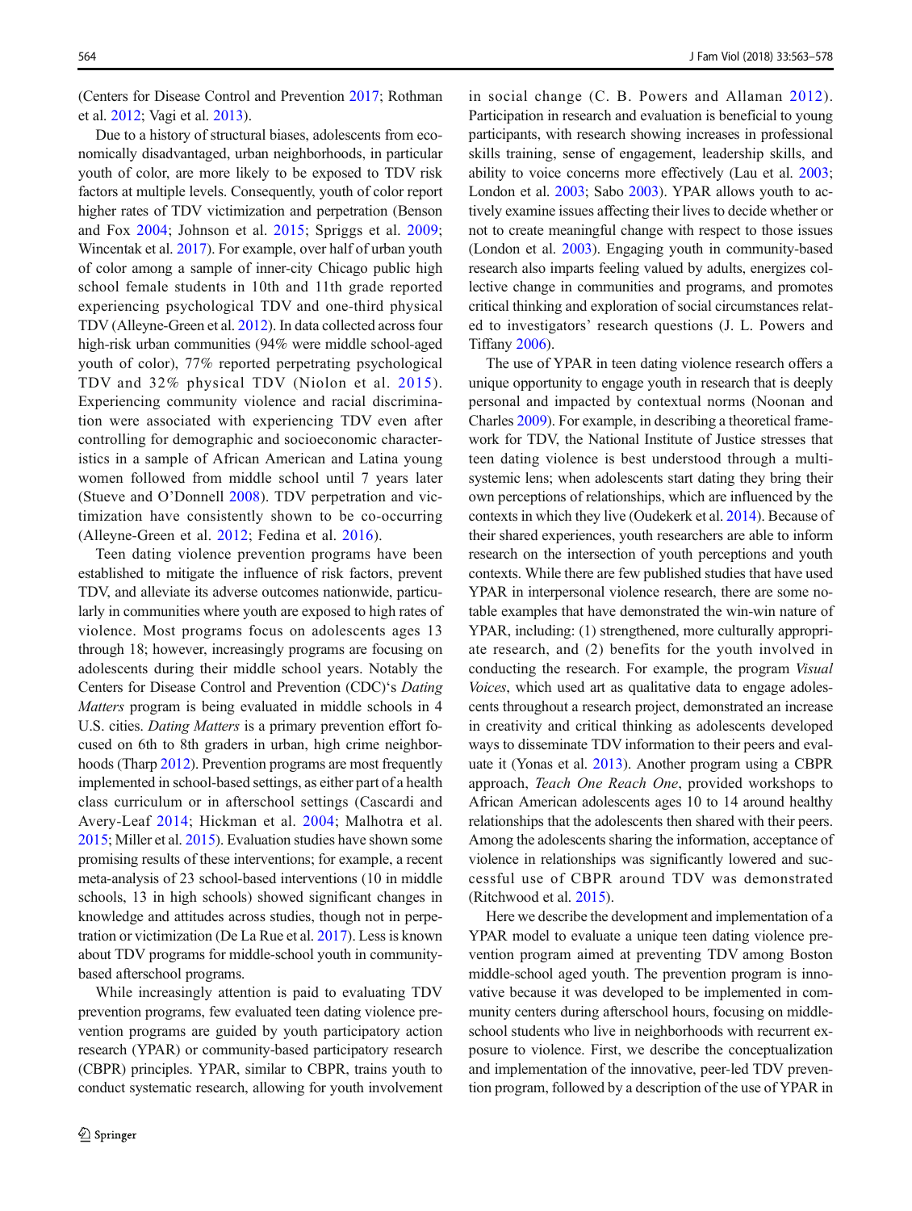(Centers for Disease Control and Prevention 2017; Rothman et al. 2012; Vagi et al. 2013).

Due to a history of structural biases, adolescents from economically disadvantaged, urban neighborhoods, in particular youth of color, are more likely to be exposed to TDV risk factors at multiple levels. Consequently, youth of color report higher rates of TDV victimization and perpetration (Benson and Fox 2004; Johnson et al. 2015; Spriggs et al. 2009; Wincentak et al. 2017). For example, over half of urban youth of color among a sample of inner-city Chicago public high school female students in 10th and 11th grade reported experiencing psychological TDV and one-third physical TDV (Alleyne-Green et al. 2012). In data collected across four high-risk urban communities (94% were middle school-aged youth of color), 77% reported perpetrating psychological TDV and 32% physical TDV (Niolon et al. 2015). Experiencing community violence and racial discrimination were associated with experiencing TDV even after controlling for demographic and socioeconomic characteristics in a sample of African American and Latina young women followed from middle school until 7 years later (Stueve and O'Donnell 2008). TDV perpetration and victimization have consistently shown to be co-occurring (Alleyne-Green et al. 2012; Fedina et al. 2016).

Teen dating violence prevention programs have been established to mitigate the influence of risk factors, prevent TDV, and alleviate its adverse outcomes nationwide, particularly in communities where youth are exposed to high rates of violence. Most programs focus on adolescents ages 13 through 18; however, increasingly programs are focusing on adolescents during their middle school years. Notably the Centers for Disease Control and Prevention (CDC)'s *Dating Matters* program is being evaluated in middle schools in 4 U.S. cities. *Dating Matters* is a primary prevention effort focused on 6th to 8th graders in urban, high crime neighborhoods (Tharp 2012). Prevention programs are most frequently implemented in school-based settings, as either part of a health class curriculum or in afterschool settings (Cascardi and Avery-Leaf 2014; Hickman et al. 2004; Malhotra et al. 2015; Miller et al. 2015). Evaluation studies have shown some promising results of these interventions; for example, a recent meta-analysis of 23 school-based interventions (10 in middle schools, 13 in high schools) showed significant changes in knowledge and attitudes across studies, though not in perpetration or victimization (De La Rue et al. 2017). Less is known about TDV programs for middle-school youth in community-based afterschool programs.

While increasingly attention is paid to evaluating TDV prevention programs, few evaluated teen dating violence prevention programs are guided by youth participatory action research (YPAR) or community-based participatory research (CBPR) principles. YPAR, similar to CBPR, trains youth to conduct systematic research, allowing for youth involvement in social change (C. B. Powers and Allaman 2012). Participation in research and evaluation is beneficial to young participants, with research showing increases in professional skills training, sense of engagement, leadership skills, and ability to voice concerns more effectively (Lau et al. 2003; London et al. 2003; Sabo 2003). YPAR allows youth to actively examine issues affecting their lives to decide whether or not to create meaningful change with respect to those issues (London et al. 2003). Engaging youth in community-based research also imparts feeling valued by adults, energizes collective change in communities and programs, and promotes critical thinking and exploration of social circumstances related to investigators' research questions (J. L. Powers and Tiffany 2006).

The use of YPAR in teen dating violence research offers a unique opportunity to engage youth in research that is deeply personal and impacted by contextual norms (Noonan and Charles 2009). For example, in describing a theoretical framework for TDV, the National Institute of Justice stresses that teen dating violence is best understood through a multi-systemic lens; when adolescents start dating they bring their own perceptions of relationships, which are influenced by the contexts in which they live (Oudekerk et al. 2014). Because of their shared experiences, youth researchers are able to inform research on the intersection of youth perceptions and youth contexts. While there are few published studies that have used YPAR in interpersonal violence research, there are some notable examples that have demonstrated the win-win nature of YPAR, including: (1) strengthened, more culturally appropriate research, and (2) benefits for the youth involved in conducting the research. For example, the program *Visual Voices*, which used art as qualitative data to engage adolescents throughout a research project, demonstrated an increase in creativity and critical thinking as adolescents developed ways to disseminate TDV information to their peers and evaluate it (Yonas et al. 2013). Another program using a CBPR approach, *Teach One Reach One*, provided workshops to African American adolescents ages 10 to 14 around healthy relationships that the adolescents then shared with their peers. Among the adolescents sharing the information, acceptance of violence in relationships was significantly lowered and successful use of CBPR around TDV was demonstrated (Ritchwood et al. 2015).

Here we describe the development and implementation of a YPAR model to evaluate a unique teen dating violence prevention program aimed at preventing TDV among Boston middle-school aged youth. The prevention program is innovative because it was developed to be implemented in community centers during afterschool hours, focusing on middle-school students who live in neighborhoods with recurrent exposure to violence. First, we describe the conceptualization and implementation of the innovative, peer-led TDV prevention program, followed by a description of the use of YPAR in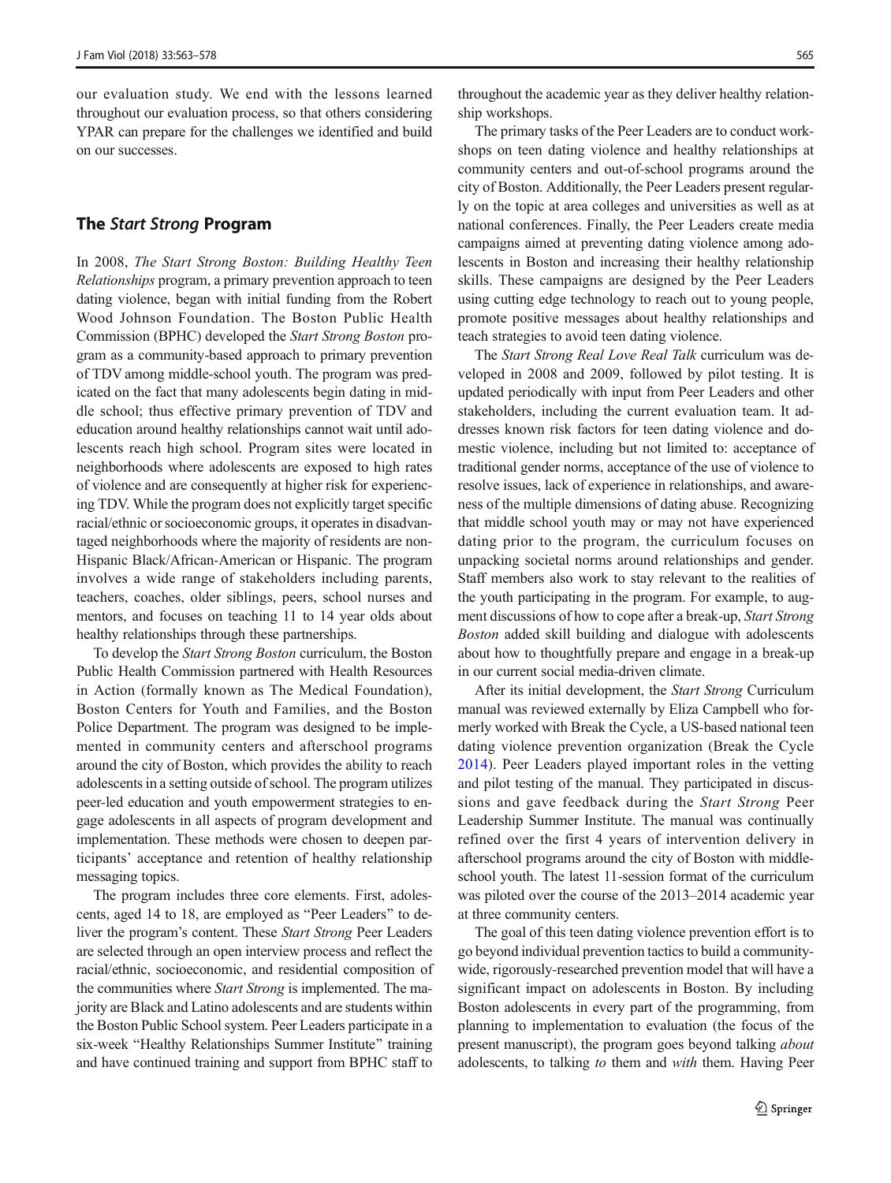our evaluation study. We end with the lessons learned throughout our evaluation process, so that others considering YPAR can prepare for the challenges we identified and build on our successes.

## The *Start Strong* Program

In 2008, *The Start Strong Boston: Building Healthy Teen Relationships* program, a primary prevention approach to teen dating violence, began with initial funding from the Robert Wood Johnson Foundation. The Boston Public Health Commission (BPHC) developed the *Start Strong Boston* program as a community-based approach to primary prevention of TDV among middle-school youth. The program was predicated on the fact that many adolescents begin dating in middle school; thus effective primary prevention of TDV and education around healthy relationships cannot wait until adolescents reach high school. Program sites were located in neighborhoods where adolescents are exposed to high rates of violence and are consequently at higher risk for experiencing TDV. While the program does not explicitly target specific racial/ethnic or socioeconomic groups, it operates in disadvantaged neighborhoods where the majority of residents are non-Hispanic Black/African-American or Hispanic. The program involves a wide range of stakeholders including parents, teachers, coaches, older siblings, peers, school nurses and mentors, and focuses on teaching 11 to 14 year olds about healthy relationships through these partnerships.

To develop the *Start Strong Boston* curriculum, the Boston Public Health Commission partnered with Health Resources in Action (formally known as The Medical Foundation), Boston Centers for Youth and Families, and the Boston Police Department. The program was designed to be implemented in community centers and afterschool programs around the city of Boston, which provides the ability to reach adolescents in a setting outside of school. The program utilizes peer-led education and youth empowerment strategies to engage adolescents in all aspects of program development and implementation. These methods were chosen to deepen participants' acceptance and retention of healthy relationship messaging topics.

The program includes three core elements. First, adolescents, aged 14 to 18, are employed as "Peer Leaders" to deliver the program's content. These *Start Strong* Peer Leaders are selected through an open interview process and reflect the racial/ethnic, socioeconomic, and residential composition of the communities where *Start Strong* is implemented. The majority are Black and Latino adolescents and are students within the Boston Public School system. Peer Leaders participate in a six-week "Healthy Relationships Summer Institute" training and have continued training and support from BPHC staff to throughout the academic year as they deliver healthy relationship workshops.

The primary tasks of the Peer Leaders are to conduct workshops on teen dating violence and healthy relationships at community centers and out-of-school programs around the city of Boston. Additionally, the Peer Leaders present regularly on the topic at area colleges and universities as well as at national conferences. Finally, the Peer Leaders create media campaigns aimed at preventing dating violence among adolescents in Boston and increasing their healthy relationship skills. These campaigns are designed by the Peer Leaders using cutting edge technology to reach out to young people, promote positive messages about healthy relationships and teach strategies to avoid teen dating violence.

The *Start Strong Real Love Real Talk* curriculum was developed in 2008 and 2009, followed by pilot testing. It is updated periodically with input from Peer Leaders and other stakeholders, including the current evaluation team. It addresses known risk factors for teen dating violence and domestic violence, including but not limited to: acceptance of traditional gender norms, acceptance of the use of violence to resolve issues, lack of experience in relationships, and awareness of the multiple dimensions of dating abuse. Recognizing that middle school youth may or may not have experienced dating prior to the program, the curriculum focuses on unpacking societal norms around relationships and gender. Staff members also work to stay relevant to the realities of the youth participating in the program. For example, to augment discussions of how to cope after a break-up, *Start Strong Boston* added skill building and dialogue with adolescents about how to thoughtfully prepare and engage in a break-up in our current social media-driven climate.

After its initial development, the *Start Strong* Curriculum manual was reviewed externally by Eliza Campbell who formerly worked with Break the Cycle, a US-based national teen dating violence prevention organization (Break the Cycle 2014). Peer Leaders played important roles in the vetting and pilot testing of the manual. They participated in discussions and gave feedback during the *Start Strong* Peer Leadership Summer Institute. The manual was continually refined over the first 4 years of intervention delivery in afterschool programs around the city of Boston with middle-school youth. The latest 11-session format of the curriculum was piloted over the course of the 2013–2014 academic year at three community centers.

The goal of this teen dating violence prevention effort is to go beyond individual prevention tactics to build a community-wide, rigorously-researched prevention model that will have a significant impact on adolescents in Boston. By including Boston adolescents in every part of the programming, from planning to implementation to evaluation (the focus of the present manuscript), the program goes beyond talking *about* adolescents, to talking *to* them and *with* them. Having Peer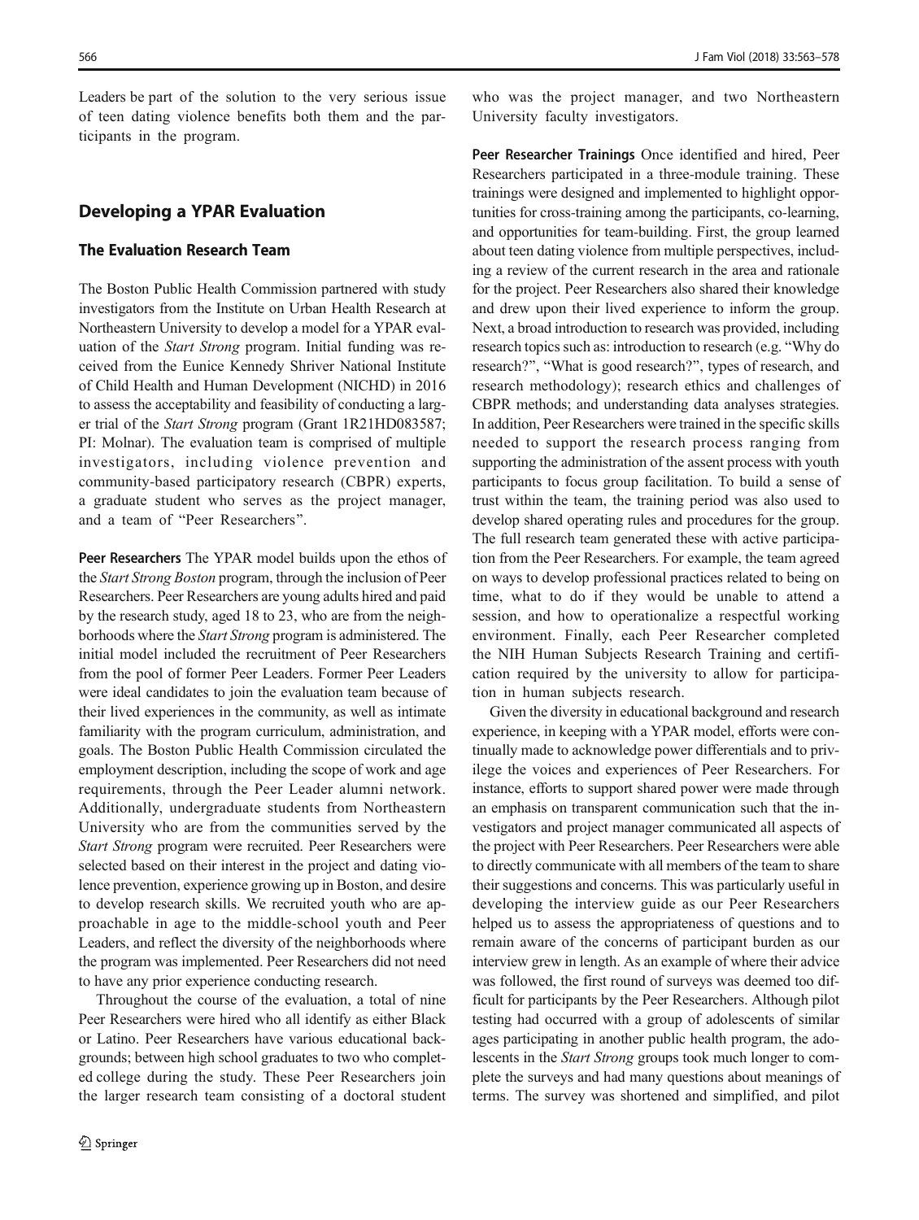Leaders be part of the solution to the very serious issue of teen dating violence benefits both them and the participants in the program.

## Developing a YPAR Evaluation

### The Evaluation Research Team

The Boston Public Health Commission partnered with study investigators from the Institute on Urban Health Research at Northeastern University to develop a model for a YPAR evaluation of the *Start Strong* program. Initial funding was received from the Eunice Kennedy Shriver National Institute of Child Health and Human Development (NICHD) in 2016 to assess the acceptability and feasibility of conducting a larger trial of the *Start Strong* program (Grant 1R21HD083587; PI: Molnar). The evaluation team is comprised of multiple investigators, including violence prevention and community-based participatory research (CBPR) experts, a graduate student who serves as the project manager, and a team of "Peer Researchers".

**Peer Researchers** The YPAR model builds upon the ethos of the *Start Strong Boston* program, through the inclusion of Peer Researchers. Peer Researchers are young adults hired and paid by the research study, aged 18 to 23, who are from the neighborhoods where the *Start Strong* program is administered. The initial model included the recruitment of Peer Researchers from the pool of former Peer Leaders. Former Peer Leaders were ideal candidates to join the evaluation team because of their lived experiences in the community, as well as intimate familiarity with the program curriculum, administration, and goals. The Boston Public Health Commission circulated the employment description, including the scope of work and age requirements, through the Peer Leader alumni network. Additionally, undergraduate students from Northeastern University who are from the communities served by the *Start Strong* program were recruited. Peer Researchers were selected based on their interest in the project and dating violence prevention, experience growing up in Boston, and desire to develop research skills. We recruited youth who are approachable in age to the middle-school youth and Peer Leaders, and reflect the diversity of the neighborhoods where the program was implemented. Peer Researchers did not need to have any prior experience conducting research.

Throughout the course of the evaluation, a total of nine Peer Researchers were hired who all identify as either Black or Latino. Peer Researchers have various educational backgrounds; between high school graduates to two who completed college during the study. These Peer Researchers join the larger research team consisting of a doctoral student who was the project manager, and two Northeastern University faculty investigators.

**Peer Researcher Trainings** Once identified and hired, Peer Researchers participated in a three-module training. These trainings were designed and implemented to highlight opportunities for cross-training among the participants, co-learning, and opportunities for team-building. First, the group learned about teen dating violence from multiple perspectives, including a review of the current research in the area and rationale for the project. Peer Researchers also shared their knowledge and drew upon their lived experience to inform the group. Next, a broad introduction to research was provided, including research topics such as: introduction to research (e.g. "Why do research?", "What is good research?", types of research, and research methodology); research ethics and challenges of CBPR methods; and understanding data analyses strategies. In addition, Peer Researchers were trained in the specific skills needed to support the research process ranging from supporting the administration of the assent process with youth participants to focus group facilitation. To build a sense of trust within the team, the training period was also used to develop shared operating rules and procedures for the group. The full research team generated these with active participation from the Peer Researchers. For example, the team agreed on ways to develop professional practices related to being on time, what to do if they would be unable to attend a session, and how to operationalize a respectful working environment. Finally, each Peer Researcher completed the NIH Human Subjects Research Training and certification required by the university to allow for participation in human subjects research.

Given the diversity in educational background and research experience, in keeping with a YPAR model, efforts were continually made to acknowledge power differentials and to privilege the voices and experiences of Peer Researchers. For instance, efforts to support shared power were made through an emphasis on transparent communication such that the investigators and project manager communicated all aspects of the project with Peer Researchers. Peer Researchers were able to directly communicate with all members of the team to share their suggestions and concerns. This was particularly useful in developing the interview guide as our Peer Researchers helped us to assess the appropriateness of questions and to remain aware of the concerns of participant burden as our interview grew in length. As an example of where their advice was followed, the first round of surveys was deemed too difficult for participants by the Peer Researchers. Although pilot testing had occurred with a group of adolescents of similar ages participating in another public health program, the adolescents in the *Start Strong* groups took much longer to complete the surveys and had many questions about meanings of terms. The survey was shortened and simplified, and pilot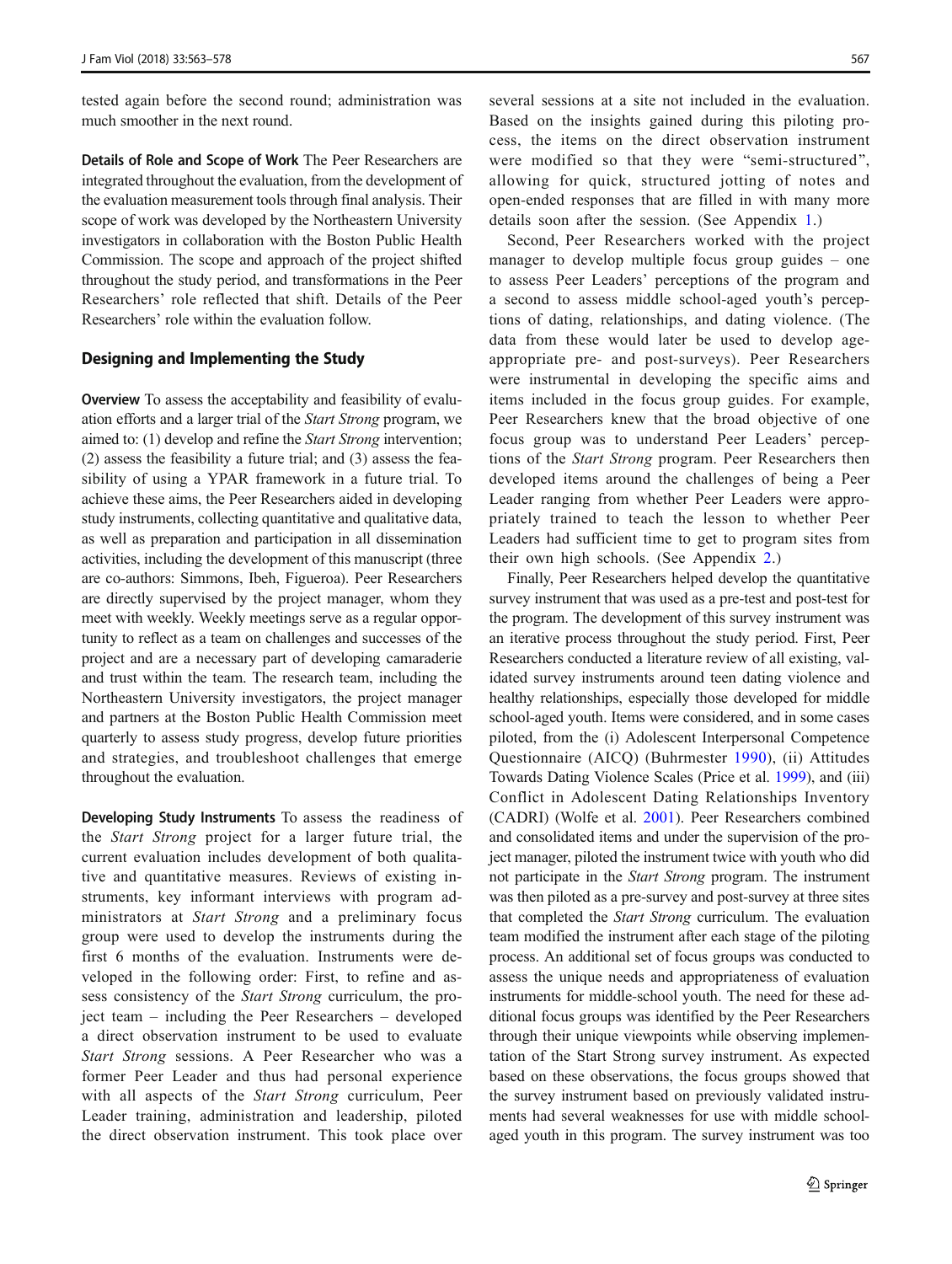tested again before the second round; administration was much smoother in the next round.

**Details of Role and Scope of Work** The Peer Researchers are integrated throughout the evaluation, from the development of the evaluation measurement tools through final analysis. Their scope of work was developed by the Northeastern University investigators in collaboration with the Boston Public Health Commission. The scope and approach of the project shifted throughout the study period, and transformations in the Peer Researchers' role reflected that shift. Details of the Peer Researchers' role within the evaluation follow.

## Designing and Implementing the Study

**Overview** To assess the acceptability and feasibility of evaluation efforts and a larger trial of the *Start Strong* program, we aimed to: (1) develop and refine the *Start Strong* intervention; (2) assess the feasibility a future trial; and (3) assess the feasibility of using a YPAR framework in a future trial. To achieve these aims, the Peer Researchers aided in developing study instruments, collecting quantitative and qualitative data, as well as preparation and participation in all dissemination activities, including the development of this manuscript (three are co-authors: Simmons, Ibeh, Figueroa). Peer Researchers are directly supervised by the project manager, whom they meet with weekly. Weekly meetings serve as a regular opportunity to reflect as a team on challenges and successes of the project and are a necessary part of developing camaraderie and trust within the team. The research team, including the Northeastern University investigators, the project manager and partners at the Boston Public Health Commission meet quarterly to assess study progress, develop future priorities and strategies, and troubleshoot challenges that emerge throughout the evaluation.

**Developing Study Instruments** To assess the readiness of the *Start Strong* project for a larger future trial, the current evaluation includes development of both qualitative and quantitative measures. Reviews of existing instruments, key informant interviews with program administrators at *Start Strong* and a preliminary focus group were used to develop the instruments during the first 6 months of the evaluation. Instruments were developed in the following order: First, to refine and assess consistency of the *Start Strong* curriculum, the project team – including the Peer Researchers – developed a direct observation instrument to be used to evaluate *Start Strong* sessions. A Peer Researcher who was a former Peer Leader and thus had personal experience with all aspects of the *Start Strong* curriculum, Peer Leader training, administration and leadership, piloted the direct observation instrument. This took place over several sessions at a site not included in the evaluation. Based on the insights gained during this piloting process, the items on the direct observation instrument were modified so that they were "semi-structured", allowing for quick, structured jotting of notes and open-ended responses that are filled in with many more details soon after the session. (See Appendix 1.)

Second, Peer Researchers worked with the project manager to develop multiple focus group guides – one to assess Peer Leaders' perceptions of the program and a second to assess middle school-aged youth's perceptions of dating, relationships, and dating violence. (The data from these would later be used to develop age-appropriate pre- and post-surveys). Peer Researchers were instrumental in developing the specific aims and items included in the focus group guides. For example, Peer Researchers knew that the broad objective of one focus group was to understand Peer Leaders' perceptions of the *Start Strong* program. Peer Researchers then developed items around the challenges of being a Peer Leader ranging from whether Peer Leaders were appropriately trained to teach the lesson to whether Peer Leaders had sufficient time to get to program sites from their own high schools. (See Appendix 2.)

Finally, Peer Researchers helped develop the quantitative survey instrument that was used as a pre-test and post-test for the program. The development of this survey instrument was an iterative process throughout the study period. First, Peer Researchers conducted a literature review of all existing, validated survey instruments around teen dating violence and healthy relationships, especially those developed for middle school-aged youth. Items were considered, and in some cases piloted, from the (i) Adolescent Interpersonal Competence Questionnaire (AICQ) (Buhrmester 1990), (ii) Attitudes Towards Dating Violence Scales (Price et al. 1999), and (iii) Conflict in Adolescent Dating Relationships Inventory (CADRI) (Wolfe et al. 2001). Peer Researchers combined and consolidated items and under the supervision of the project manager, piloted the instrument twice with youth who did not participate in the *Start Strong* program. The instrument was then piloted as a pre-survey and post-survey at three sites that completed the *Start Strong* curriculum. The evaluation team modified the instrument after each stage of the piloting process. An additional set of focus groups was conducted to assess the unique needs and appropriateness of evaluation instruments for middle-school youth. The need for these additional focus groups was identified by the Peer Researchers through their unique viewpoints while observing implementation of the Start Strong survey instrument. As expected based on these observations, the focus groups showed that the survey instrument based on previously validated instruments had several weaknesses for use with middle school-aged youth in this program. The survey instrument was too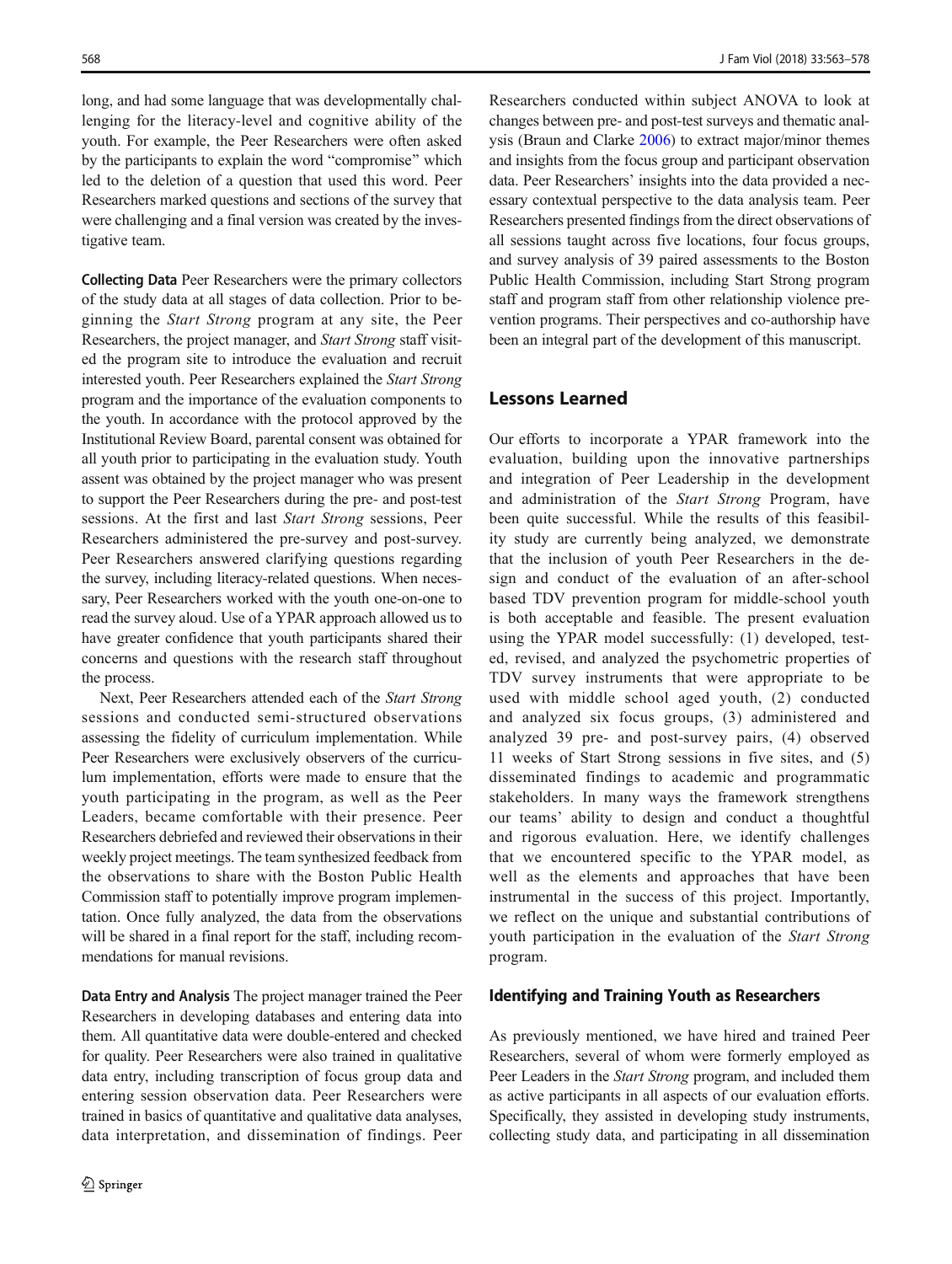long, and had some language that was developmentally challenging for the literacy-level and cognitive ability of the youth. For example, the Peer Researchers were often asked by the participants to explain the word "compromise" which led to the deletion of a question that used this word. Peer Researchers marked questions and sections of the survey that were challenging and a final version was created by the investigative team.

**Collecting Data** Peer Researchers were the primary collectors of the study data at all stages of data collection. Prior to beginning the *Start Strong* program at any site, the Peer Researchers, the project manager, and *Start Strong* staff visited the program site to introduce the evaluation and recruit interested youth. Peer Researchers explained the *Start Strong* program and the importance of the evaluation components to the youth. In accordance with the protocol approved by the Institutional Review Board, parental consent was obtained for all youth prior to participating in the evaluation study. Youth assent was obtained by the project manager who was present to support the Peer Researchers during the pre- and post-test sessions. At the first and last *Start Strong* sessions, Peer Researchers administered the pre-survey and post-survey. Peer Researchers answered clarifying questions regarding the survey, including literacy-related questions. When necessary, Peer Researchers worked with the youth one-on-one to read the survey aloud. Use of a YPAR approach allowed us to have greater confidence that youth participants shared their concerns and questions with the research staff throughout the process.

Next, Peer Researchers attended each of the *Start Strong* sessions and conducted semi-structured observations assessing the fidelity of curriculum implementation. While Peer Researchers were exclusively observers of the curriculum implementation, efforts were made to ensure that the youth participating in the program, as well as the Peer Leaders, became comfortable with their presence. Peer Researchers debriefed and reviewed their observations in their weekly project meetings. The team synthesized feedback from the observations to share with the Boston Public Health Commission staff to potentially improve program implementation. Once fully analyzed, the data from the observations will be shared in a final report for the staff, including recommendations for manual revisions.

**Data Entry and Analysis** The project manager trained the Peer Researchers in developing databases and entering data into them. All quantitative data were double-entered and checked for quality. Peer Researchers were also trained in qualitative data entry, including transcription of focus group data and entering session observation data. Peer Researchers were trained in basics of quantitative and qualitative data analyses, data interpretation, and dissemination of findings. Peer Researchers conducted within subject ANOVA to look at changes between pre- and post-test surveys and thematic analysis (Braun and Clarke 2006) to extract major/minor themes and insights from the focus group and participant observation data. Peer Researchers' insights into the data provided a necessary contextual perspective to the data analysis team. Peer Researchers presented findings from the direct observations of all sessions taught across five locations, four focus groups, and survey analysis of 39 paired assessments to the Boston Public Health Commission, including Start Strong program staff and program staff from other relationship violence prevention programs. Their perspectives and co-authorship have been an integral part of the development of this manuscript.

## Lessons Learned

Our efforts to incorporate a YPAR framework into the evaluation, building upon the innovative partnerships and integration of Peer Leadership in the development and administration of the *Start Strong* Program, have been quite successful. While the results of this feasibility study are currently being analyzed, we demonstrate that the inclusion of youth Peer Researchers in the design and conduct of the evaluation of an after-school based TDV prevention program for middle-school youth is both acceptable and feasible. The present evaluation using the YPAR model successfully: (1) developed, tested, revised, and analyzed the psychometric properties of TDV survey instruments that were appropriate to be used with middle school aged youth, (2) conducted and analyzed six focus groups, (3) administered and analyzed 39 pre- and post-survey pairs, (4) observed 11 weeks of Start Strong sessions in five sites, and (5) disseminated findings to academic and programmatic stakeholders. In many ways the framework strengthens our teams' ability to design and conduct a thoughtful and rigorous evaluation. Here, we identify challenges that we encountered specific to the YPAR model, as well as the elements and approaches that have been instrumental in the success of this project. Importantly, we reflect on the unique and substantial contributions of youth participation in the evaluation of the *Start Strong* program.

### Identifying and Training Youth as Researchers

As previously mentioned, we have hired and trained Peer Researchers, several of whom were formerly employed as Peer Leaders in the *Start Strong* program, and included them as active participants in all aspects of our evaluation efforts. Specifically, they assisted in developing study instruments, collecting study data, and participating in all dissemination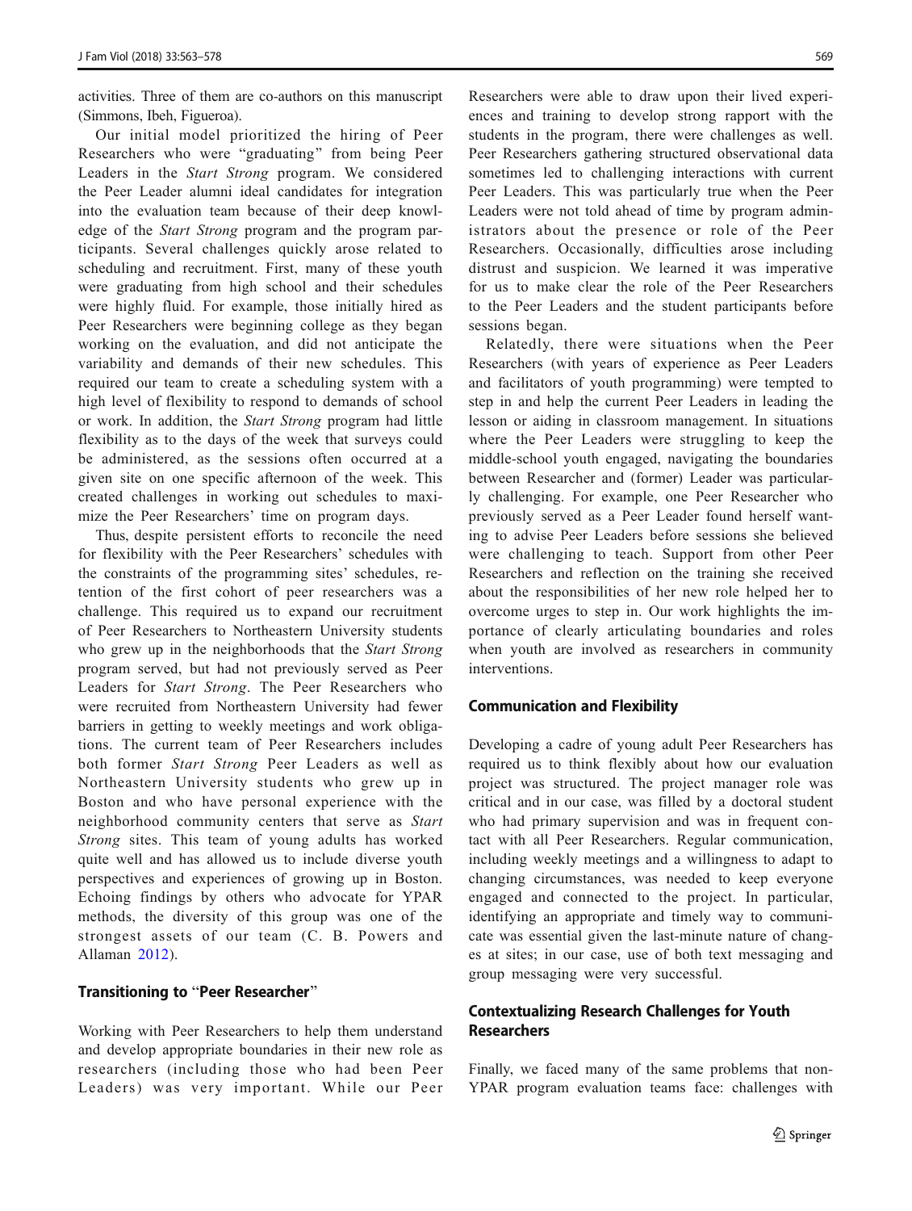activities. Three of them are co-authors on this manuscript (Simmons, Ibeh, Figueroa).

Our initial model prioritized the hiring of Peer Researchers who were "graduating" from being Peer Leaders in the *Start Strong* program. We considered the Peer Leader alumni ideal candidates for integration into the evaluation team because of their deep knowledge of the *Start Strong* program and the program participants. Several challenges quickly arose related to scheduling and recruitment. First, many of these youth were graduating from high school and their schedules were highly fluid. For example, those initially hired as Peer Researchers were beginning college as they began working on the evaluation, and did not anticipate the variability and demands of their new schedules. This required our team to create a scheduling system with a high level of flexibility to respond to demands of school or work. In addition, the *Start Strong* program had little flexibility as to the days of the week that surveys could be administered, as the sessions often occurred at a given site on one specific afternoon of the week. This created challenges in working out schedules to maximize the Peer Researchers' time on program days.

Thus, despite persistent efforts to reconcile the need for flexibility with the Peer Researchers' schedules with the constraints of the programming sites' schedules, retention of the first cohort of peer researchers was a challenge. This required us to expand our recruitment of Peer Researchers to Northeastern University students who grew up in the neighborhoods that the *Start Strong* program served, but had not previously served as Peer Leaders for *Start Strong*. The Peer Researchers who were recruited from Northeastern University had fewer barriers in getting to weekly meetings and work obligations. The current team of Peer Researchers includes both former *Start Strong* Peer Leaders as well as Northeastern University students who grew up in Boston and who have personal experience with the neighborhood community centers that serve as *Start Strong* sites. This team of young adults has worked quite well and has allowed us to include diverse youth perspectives and experiences of growing up in Boston. Echoing findings by others who advocate for YPAR methods, the diversity of this group was one of the strongest assets of our team (C. B. Powers and Allaman 2012).

### Transitioning to "Peer Researcher"

Working with Peer Researchers to help them understand and develop appropriate boundaries in their new role as researchers (including those who had been Peer Leaders) was very important. While our Peer Researchers were able to draw upon their lived experiences and training to develop strong rapport with the students in the program, there were challenges as well. Peer Researchers gathering structured observational data sometimes led to challenging interactions with current Peer Leaders. This was particularly true when the Peer Leaders were not told ahead of time by program administrators about the presence or role of the Peer Researchers. Occasionally, difficulties arose including distrust and suspicion. We learned it was imperative for us to make clear the role of the Peer Researchers to the Peer Leaders and the student participants before sessions began.

Relatedly, there were situations when the Peer Researchers (with years of experience as Peer Leaders and facilitators of youth programming) were tempted to step in and help the current Peer Leaders in leading the lesson or aiding in classroom management. In situations where the Peer Leaders were struggling to keep the middle-school youth engaged, navigating the boundaries between Researcher and (former) Leader was particularly challenging. For example, one Peer Researcher who previously served as a Peer Leader found herself wanting to advise Peer Leaders before sessions she believed were challenging to teach. Support from other Peer Researchers and reflection on the training she received about the responsibilities of her new role helped her to overcome urges to step in. Our work highlights the importance of clearly articulating boundaries and roles when youth are involved as researchers in community interventions.

### Communication and Flexibility

Developing a cadre of young adult Peer Researchers has required us to think flexibly about how our evaluation project was structured. The project manager role was critical and in our case, was filled by a doctoral student who had primary supervision and was in frequent contact with all Peer Researchers. Regular communication, including weekly meetings and a willingness to adapt to changing circumstances, was needed to keep everyone engaged and connected to the project. In particular, identifying an appropriate and timely way to communicate was essential given the last-minute nature of changes at sites; in our case, use of both text messaging and group messaging were very successful.

### Contextualizing Research Challenges for Youth Researchers

Finally, we faced many of the same problems that non-YPAR program evaluation teams face: challenges with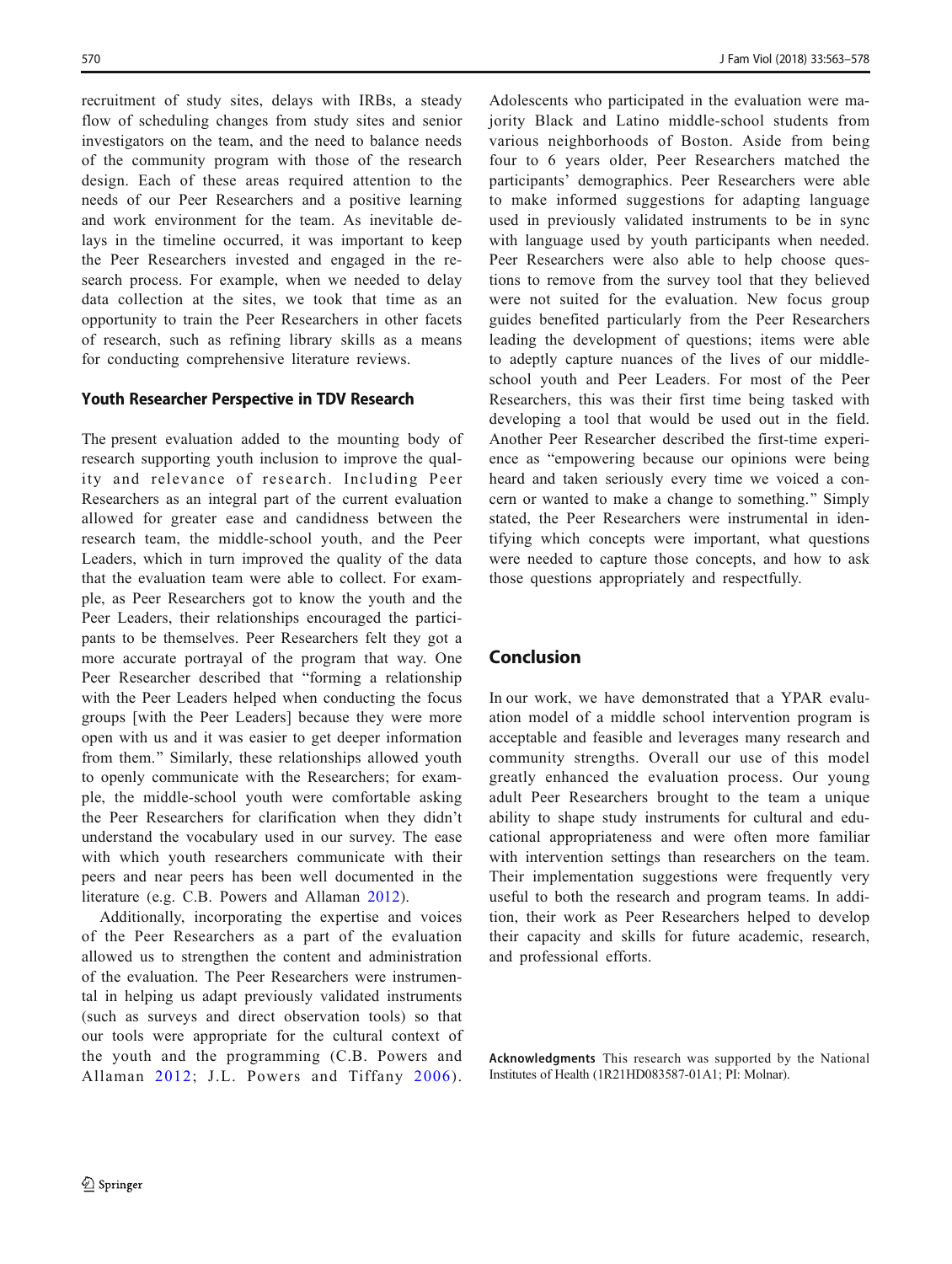recruitment of study sites, delays with IRBs, a steady flow of scheduling changes from study sites and senior investigators on the team, and the need to balance needs of the community program with those of the research design. Each of these areas required attention to the needs of our Peer Researchers and a positive learning and work environment for the team. As inevitable delays in the timeline occurred, it was important to keep the Peer Researchers invested and engaged in the research process. For example, when we needed to delay data collection at the sites, we took that time as an opportunity to train the Peer Researchers in other facets of research, such as refining library skills as a means for conducting comprehensive literature reviews.

### Youth Researcher Perspective in TDV Research

The present evaluation added to the mounting body of research supporting youth inclusion to improve the quality and relevance of research. Including Peer Researchers as an integral part of the current evaluation allowed for greater ease and candidness between the research team, the middle-school youth, and the Peer Leaders, which in turn improved the quality of the data that the evaluation team were able to collect. For example, as Peer Researchers got to know the youth and the Peer Leaders, their relationships encouraged the participants to be themselves. Peer Researchers felt they got a more accurate portrayal of the program that way. One Peer Researcher described that "forming a relationship with the Peer Leaders helped when conducting the focus groups [with the Peer Leaders] because they were more open with us and it was easier to get deeper information from them." Similarly, these relationships allowed youth to openly communicate with the Researchers; for example, the middle-school youth were comfortable asking the Peer Researchers for clarification when they didn't understand the vocabulary used in our survey. The ease with which youth researchers communicate with their peers and near peers has been well documented in the literature (e.g. C.B. Powers and Allaman 2012).

Additionally, incorporating the expertise and voices of the Peer Researchers as a part of the evaluation allowed us to strengthen the content and administration of the evaluation. The Peer Researchers were instrumental in helping us adapt previously validated instruments (such as surveys and direct observation tools) so that our tools were appropriate for the cultural context of the youth and the programming (C.B. Powers and Allaman 2012; J.L. Powers and Tiffany 2006). Adolescents who participated in the evaluation were majority Black and Latino middle-school students from various neighborhoods of Boston. Aside from being four to 6 years older, Peer Researchers matched the participants' demographics. Peer Researchers were able to make informed suggestions for adapting language used in previously validated instruments to be in sync with language used by youth participants when needed. Peer Researchers were also able to help choose questions to remove from the survey tool that they believed were not suited for the evaluation. New focus group guides benefited particularly from the Peer Researchers leading the development of questions; items were able to adeptly capture nuances of the lives of our middle-school youth and Peer Leaders. For most of the Peer Researchers, this was their first time being tasked with developing a tool that would be used out in the field. Another Peer Researcher described the first-time experience as "empowering because our opinions were being heard and taken seriously every time we voiced a concern or wanted to make a change to something." Simply stated, the Peer Researchers were instrumental in identifying which concepts were important, what questions were needed to capture those concepts, and how to ask those questions appropriately and respectfully.

## Conclusion

In our work, we have demonstrated that a YPAR evaluation model of a middle school intervention program is acceptable and feasible and leverages many research and community strengths. Overall our use of this model greatly enhanced the evaluation process. Our young adult Peer Researchers brought to the team a unique ability to shape study instruments for cultural and educational appropriateness and were often more familiar with intervention settings than researchers on the team. Their implementation suggestions were frequently very useful to both the research and program teams. In addition, their work as Peer Researchers helped to develop their capacity and skills for future academic, research, and professional efforts.

**Acknowledgments** This research was supported by the National Institutes of Health (1R21HD083587-01A1; PI: Molnar).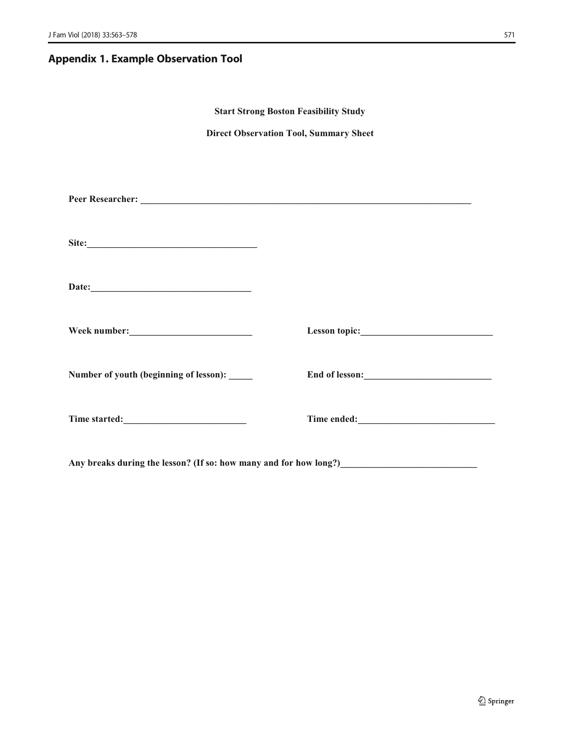## Appendix 1. Example Observation Tool

**Start Strong Boston Feasibility Study**

**Direct Observation Tool, Summary Sheet**

**Peer Researcher:** ___________________________________________________________________________

**Site:**____________________________________

**Date:**_________________________________

**Week number:**_________________________ **Lesson topic:**____________________________

**Number of youth (beginning of lesson):** _____ **End of lesson:**___________________________

**Time started:**_________________________ **Time ended:**_____________________________

**Any breaks during the lesson? (If so: how many and for how long?)**_____________________________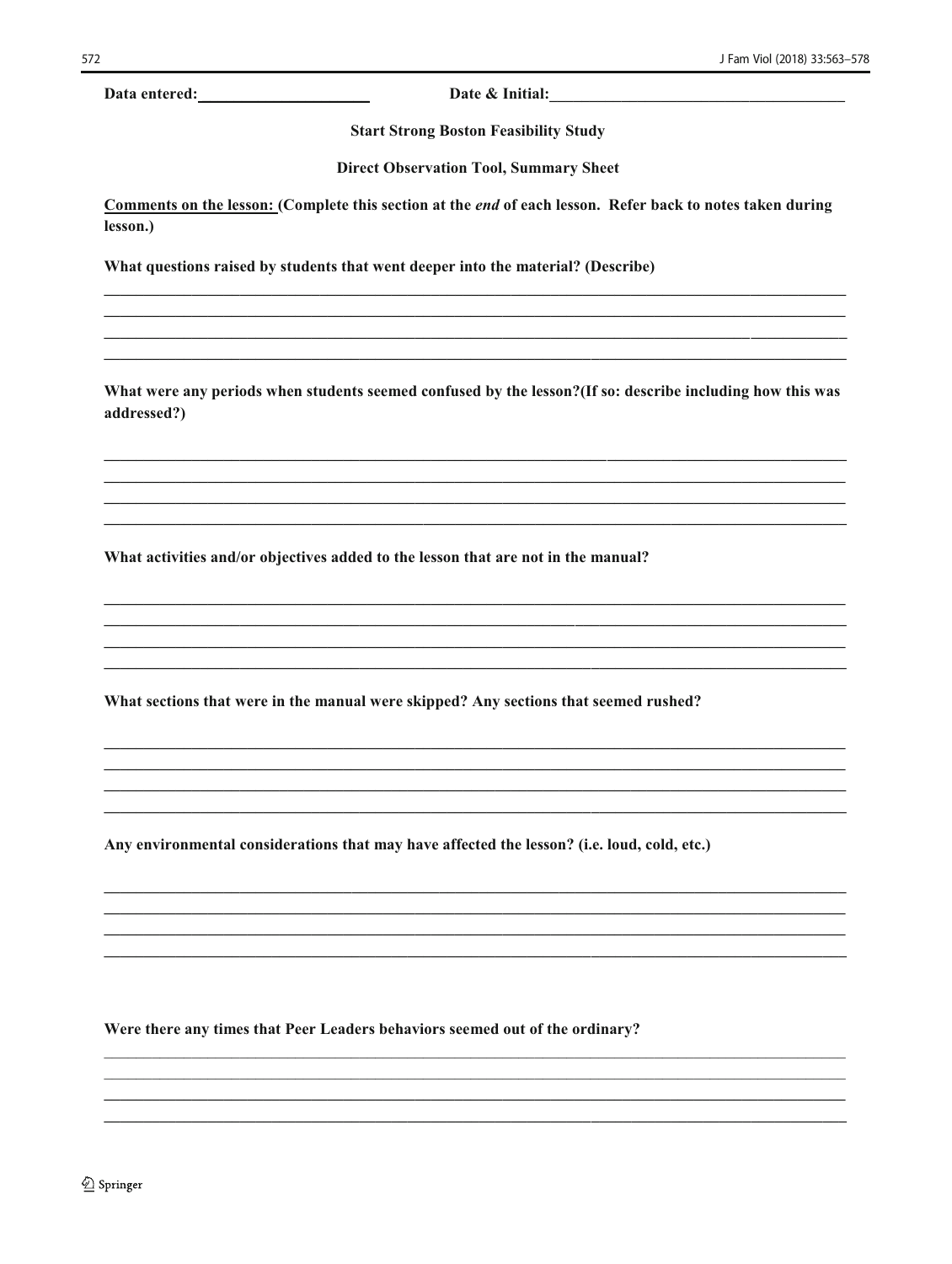**Data entered:** ____________________ **Date & Initial:** ____________________________________

**Start Strong Boston Feasibility Study**

**Direct Observation Tool, Summary Sheet**

**<u>Comments on the lesson:</u> (Complete this section at the *end* of each lesson. Refer back to notes taken during lesson.)**

**What questions raised by students that went deeper into the material? (Describe)**

______________________________________________________________________________________
______________________________________________________________________________________
______________________________________________________________________________________
______________________________________________________________________________________

**What were any periods when students seemed confused by the lesson?(If so: describe including how this was addressed?)**

______________________________________________________________________________________
______________________________________________________________________________________
______________________________________________________________________________________
______________________________________________________________________________________

**What activities and/or objectives added to the lesson that are not in the manual?**

______________________________________________________________________________________
______________________________________________________________________________________
______________________________________________________________________________________
______________________________________________________________________________________

**What sections that were in the manual were skipped? Any sections that seemed rushed?**

______________________________________________________________________________________
______________________________________________________________________________________
______________________________________________________________________________________
______________________________________________________________________________________

**Any environmental considerations that may have affected the lesson? (i.e. loud, cold, etc.)**

______________________________________________________________________________________
______________________________________________________________________________________
______________________________________________________________________________________
______________________________________________________________________________________

**Were there any times that Peer Leaders behaviors seemed out of the ordinary?**

______________________________________________________________________________________
______________________________________________________________________________________
______________________________________________________________________________________
______________________________________________________________________________________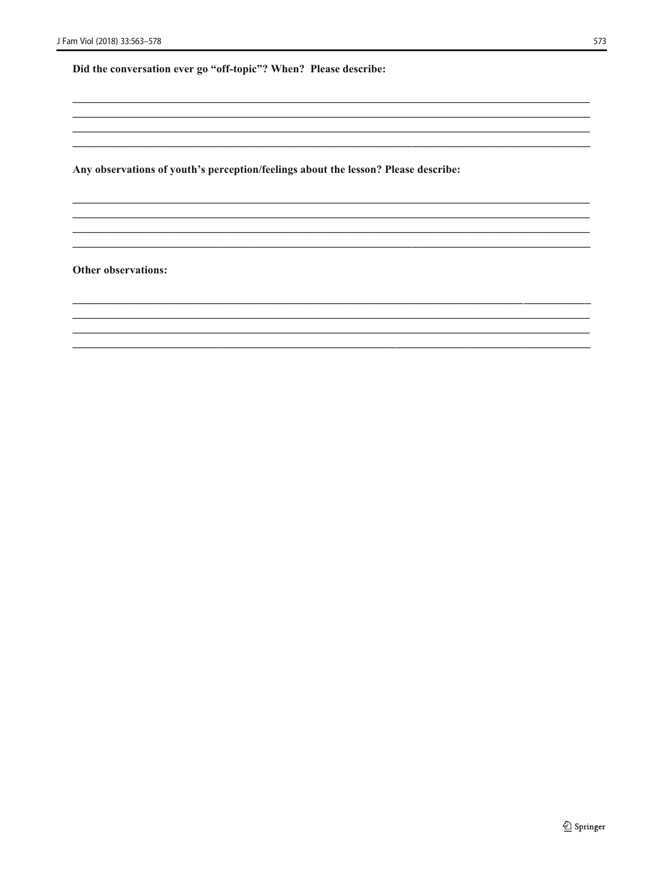**Did the conversation ever go "off-topic"? When? Please describe:**

\_\_\_\_\_\_\_\_\_\_\_\_\_\_\_\_\_\_\_\_\_\_\_\_\_\_\_\_\_\_\_\_\_\_\_\_\_\_\_\_\_\_\_\_\_\_\_\_\_\_\_\_\_\_\_\_\_\_\_\_\_\_\_\_\_\_\_\_\_\_\_\_\_\_\_\_\_\_
\_\_\_\_\_\_\_\_\_\_\_\_\_\_\_\_\_\_\_\_\_\_\_\_\_\_\_\_\_\_\_\_\_\_\_\_\_\_\_\_\_\_\_\_\_\_\_\_\_\_\_\_\_\_\_\_\_\_\_\_\_\_\_\_\_\_\_\_\_\_\_\_\_\_\_\_\_\_
\_\_\_\_\_\_\_\_\_\_\_\_\_\_\_\_\_\_\_\_\_\_\_\_\_\_\_\_\_\_\_\_\_\_\_\_\_\_\_\_\_\_\_\_\_\_\_\_\_\_\_\_\_\_\_\_\_\_\_\_\_\_\_\_\_\_\_\_\_\_\_\_\_\_\_\_\_\_
\_\_\_\_\_\_\_\_\_\_\_\_\_\_\_\_\_\_\_\_\_\_\_\_\_\_\_\_\_\_\_\_\_\_\_\_\_\_\_\_\_\_\_\_\_\_\_\_\_\_\_\_\_\_\_\_\_\_\_\_\_\_\_\_\_\_\_\_\_\_\_\_\_\_\_\_\_\_

**Any observations of youth's perception/feelings about the lesson? Please describe:**

\_\_\_\_\_\_\_\_\_\_\_\_\_\_\_\_\_\_\_\_\_\_\_\_\_\_\_\_\_\_\_\_\_\_\_\_\_\_\_\_\_\_\_\_\_\_\_\_\_\_\_\_\_\_\_\_\_\_\_\_\_\_\_\_\_\_\_\_\_\_\_\_\_\_\_\_\_\_
\_\_\_\_\_\_\_\_\_\_\_\_\_\_\_\_\_\_\_\_\_\_\_\_\_\_\_\_\_\_\_\_\_\_\_\_\_\_\_\_\_\_\_\_\_\_\_\_\_\_\_\_\_\_\_\_\_\_\_\_\_\_\_\_\_\_\_\_\_\_\_\_\_\_\_\_\_\_
\_\_\_\_\_\_\_\_\_\_\_\_\_\_\_\_\_\_\_\_\_\_\_\_\_\_\_\_\_\_\_\_\_\_\_\_\_\_\_\_\_\_\_\_\_\_\_\_\_\_\_\_\_\_\_\_\_\_\_\_\_\_\_\_\_\_\_\_\_\_\_\_\_\_\_\_\_\_
\_\_\_\_\_\_\_\_\_\_\_\_\_\_\_\_\_\_\_\_\_\_\_\_\_\_\_\_\_\_\_\_\_\_\_\_\_\_\_\_\_\_\_\_\_\_\_\_\_\_\_\_\_\_\_\_\_\_\_\_\_\_\_\_\_\_\_\_\_\_\_\_\_\_\_\_\_\_

**Other observations:**

\_\_\_\_\_\_\_\_\_\_\_\_\_\_\_\_\_\_\_\_\_\_\_\_\_\_\_\_\_\_\_\_\_\_\_\_\_\_\_\_\_\_\_\_\_\_\_\_\_\_\_\_\_\_\_\_\_\_\_\_\_\_\_\_\_\_\_\_\_\_\_\_\_\_\_\_\_\_
\_\_\_\_\_\_\_\_\_\_\_\_\_\_\_\_\_\_\_\_\_\_\_\_\_\_\_\_\_\_\_\_\_\_\_\_\_\_\_\_\_\_\_\_\_\_\_\_\_\_\_\_\_\_\_\_\_\_\_\_\_\_\_\_\_\_\_\_\_\_\_\_\_\_\_\_\_\_
\_\_\_\_\_\_\_\_\_\_\_\_\_\_\_\_\_\_\_\_\_\_\_\_\_\_\_\_\_\_\_\_\_\_\_\_\_\_\_\_\_\_\_\_\_\_\_\_\_\_\_\_\_\_\_\_\_\_\_\_\_\_\_\_\_\_\_\_\_\_\_\_\_\_\_\_\_\_
\_\_\_\_\_\_\_\_\_\_\_\_\_\_\_\_\_\_\_\_\_\_\_\_\_\_\_\_\_\_\_\_\_\_\_\_\_\_\_\_\_\_\_\_\_\_\_\_\_\_\_\_\_\_\_\_\_\_\_\_\_\_\_\_\_\_\_\_\_\_\_\_\_\_\_\_\_\_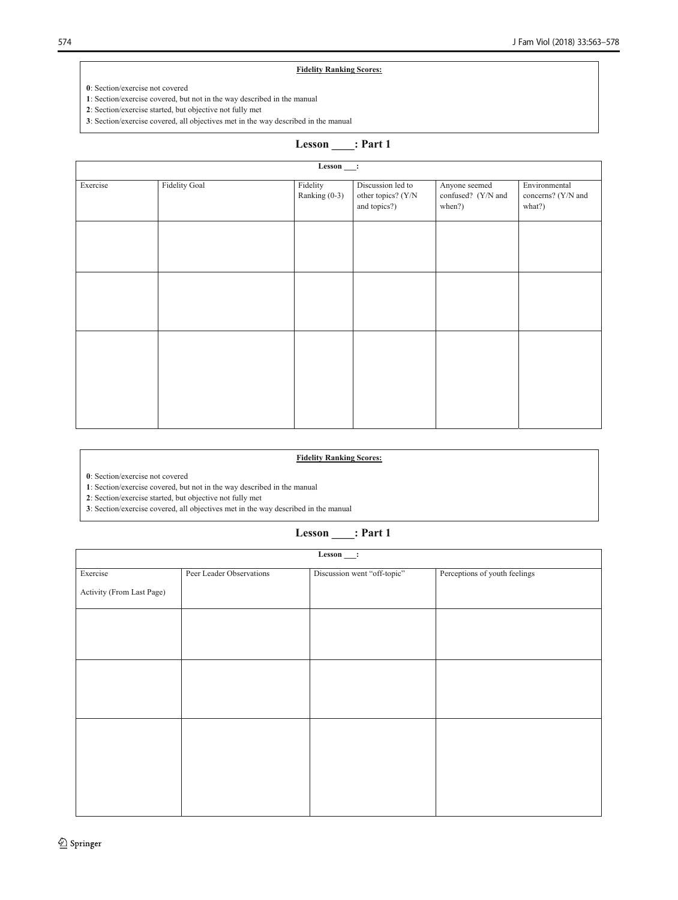**Fidelity Ranking Scores:**

**0**: Section/exercise not covered

**1**: Section/exercise covered, but not in the way described in the manual

**2**: Section/exercise started, but objective not fully met

**3**: Section/exercise covered, all objectives met in the way described in the manual

## Lesson ____: Part 1

| Lesson ___: | | | | | |
|---|---|---|---|---|---|
| Exercise | Fidelity Goal | Fidelity Ranking (0-3) | Discussion led to other topics? (Y/N and topics?) | Anyone seemed confused? (Y/N and when?) | Environmental concerns? (Y/N and what?) |
| | | | | | |
| | | | | | |
| | | | | | |

**Fidelity Ranking Scores:**

**0**: Section/exercise not covered

**1**: Section/exercise covered, but not in the way described in the manual

**2**: Section/exercise started, but objective not fully met

**3**: Section/exercise covered, all objectives met in the way described in the manual

## Lesson ____: Part 1

| Lesson ___: | | | |
|---|---|---|---|
| Exercise<br>Activity (From Last Page) | Peer Leader Observations | Discussion went "off-topic" | Perceptions of youth feelings |
| | | | |
| | | | |
| | | | |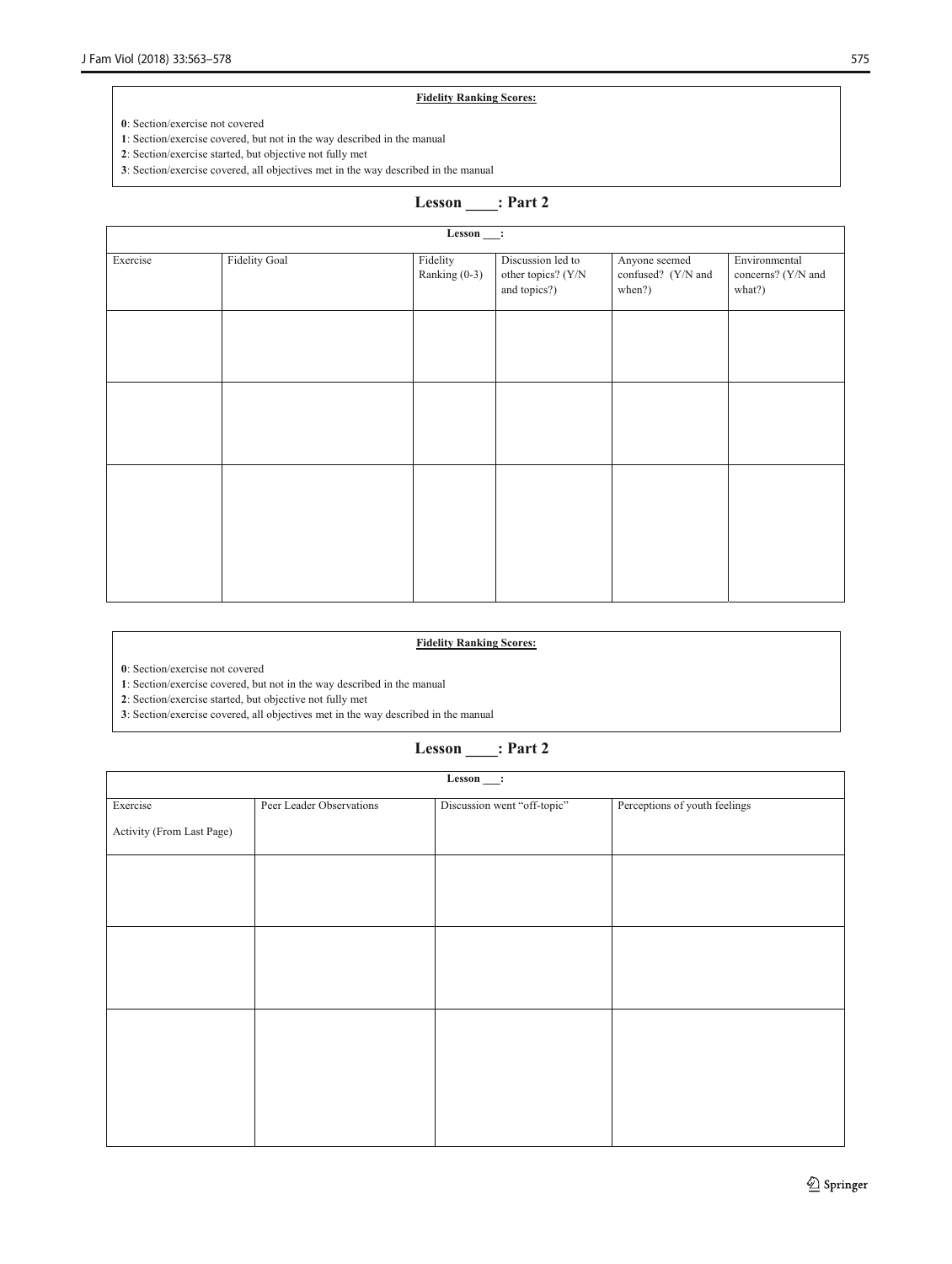**Fidelity Ranking Scores:**

**0**: Section/exercise not covered
**1**: Section/exercise covered, but not in the way described in the manual
**2**: Section/exercise started, but objective not fully met
**3**: Section/exercise covered, all objectives met in the way described in the manual

## Lesson ____: Part 2

| Lesson ___: | | | | | |
|---|---|---|---|---|---|
| Exercise | Fidelity Goal | Fidelity Ranking (0-3) | Discussion led to other topics? (Y/N and topics?) | Anyone seemed confused? (Y/N and when?) | Environmental concerns? (Y/N and what?) |
| | | | | | |
| | | | | | |
| | | | | | |

**Fidelity Ranking Scores:**

**0**: Section/exercise not covered
**1**: Section/exercise covered, but not in the way described in the manual
**2**: Section/exercise started, but objective not fully met
**3**: Section/exercise covered, all objectives met in the way described in the manual

## Lesson ____: Part 2

| Lesson ___: | | | |
|---|---|---|---|
| Exercise<br>Activity (From Last Page) | Peer Leader Observations | Discussion went "off-topic" | Perceptions of youth feelings |
| | | | |
| | | | |
| | | | |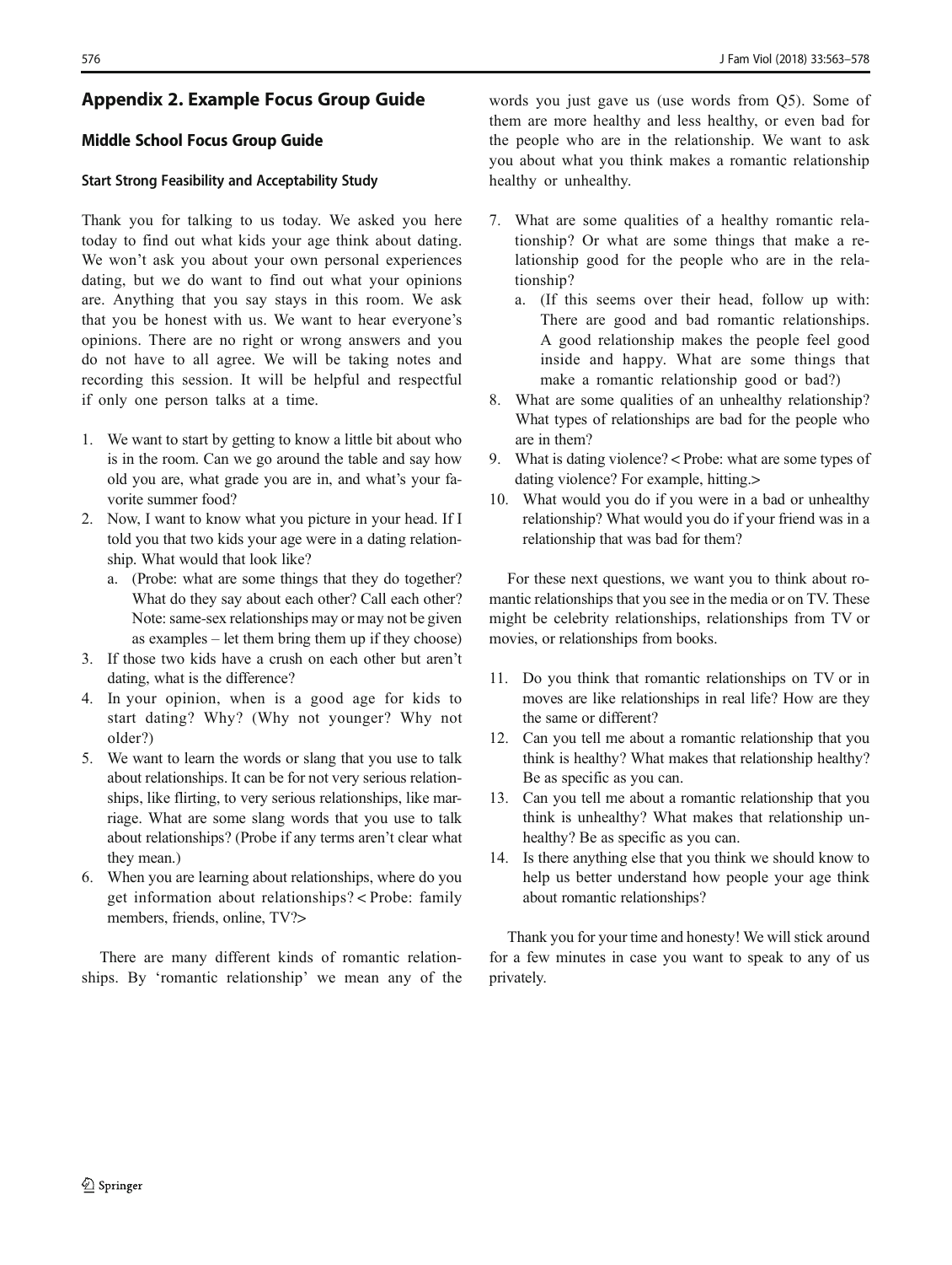## Appendix 2. Example Focus Group Guide

### Middle School Focus Group Guide

#### Start Strong Feasibility and Acceptability Study

Thank you for talking to us today. We asked you here today to find out what kids your age think about dating. We won't ask you about your own personal experiences dating, but we do want to find out what your opinions are. Anything that you say stays in this room. We ask that you be honest with us. We want to hear everyone's opinions. There are no right or wrong answers and you do not have to all agree. We will be taking notes and recording this session. It will be helpful and respectful if only one person talks at a time.

1. We want to start by getting to know a little bit about who is in the room. Can we go around the table and say how old you are, what grade you are in, and what's your favorite summer food?
2. Now, I want to know what you picture in your head. If I told you that two kids your age were in a dating relationship. What would that look like?
   a. (Probe: what are some things that they do together? What do they say about each other? Call each other? Note: same-sex relationships may or may not be given as examples – let them bring them up if they choose)
3. If those two kids have a crush on each other but aren't dating, what is the difference?
4. In your opinion, when is a good age for kids to start dating? Why? (Why not younger? Why not older?)
5. We want to learn the words or slang that you use to talk about relationships. It can be for not very serious relationships, like flirting, to very serious relationships, like marriage. What are some slang words that you use to talk about relationships? (Probe if any terms aren't clear what they mean.)
6. When you are learning about relationships, where do you get information about relationships? < Probe: family members, friends, online, TV?>

There are many different kinds of romantic relationships. By 'romantic relationship' we mean any of the words you just gave us (use words from Q5). Some of them are more healthy and less healthy, or even bad for the people who are in the relationship. We want to ask you about what you think makes a romantic relationship healthy or unhealthy.

7. What are some qualities of a healthy romantic relationship? Or what are some things that make a relationship good for the people who are in the relationship?
   a. (If this seems over their head, follow up with: There are good and bad romantic relationships. A good relationship makes the people feel good inside and happy. What are some things that make a romantic relationship good or bad?)
8. What are some qualities of an unhealthy relationship? What types of relationships are bad for the people who are in them?
9. What is dating violence? < Probe: what are some types of dating violence? For example, hitting.>
10. What would you do if you were in a bad or unhealthy relationship? What would you do if your friend was in a relationship that was bad for them?

For these next questions, we want you to think about romantic relationships that you see in the media or on TV. These might be celebrity relationships, relationships from TV or movies, or relationships from books.

11. Do you think that romantic relationships on TV or in moves are like relationships in real life? How are they the same or different?
12. Can you tell me about a romantic relationship that you think is healthy? What makes that relationship healthy? Be as specific as you can.
13. Can you tell me about a romantic relationship that you think is unhealthy? What makes that relationship unhealthy? Be as specific as you can.
14. Is there anything else that you think we should know to help us better understand how people your age think about romantic relationships?

Thank you for your time and honesty! We will stick around for a few minutes in case you want to speak to any of us privately.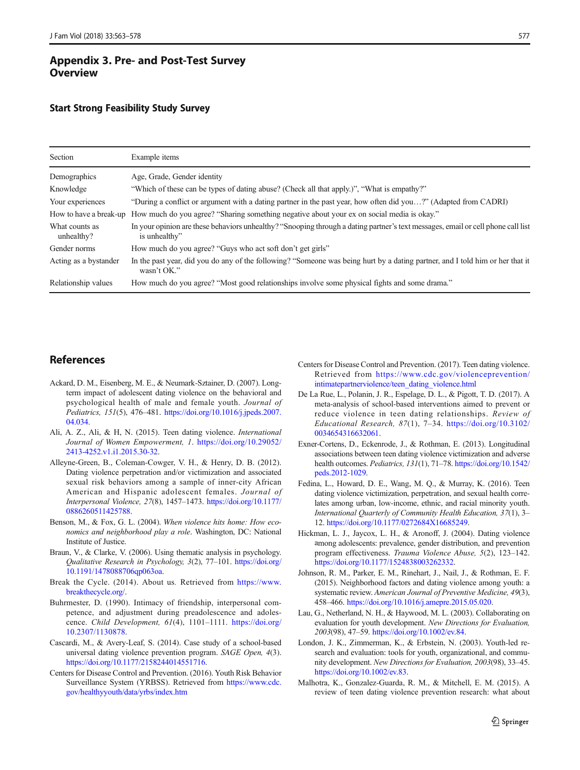## Appendix 3. Pre- and Post-Test Survey Overview

### Start Strong Feasibility Study Survey

| Section | Example items |
|---|---|
| Demographics | Age, Grade, Gender identity |
| Knowledge | "Which of these can be types of dating abuse? (Check all that apply.)", "What is empathy?" |
| Your experiences | "During a conflict or argument with a dating partner in the past year, how often did you…?" (Adapted from CADRI) |
| How to have a break-up | How much do you agree? "Sharing something negative about your ex on social media is okay." |
| What counts as unhealthy? | In your opinion are these behaviors unhealthy? "Snooping through a dating partner's text messages, email or cell phone call list is unhealthy" |
| Gender norms | How much do you agree? "Guys who act soft don't get girls" |
| Acting as a bystander | In the past year, did you do any of the following? "Someone was being hurt by a dating partner, and I told him or her that it wasn't OK." |
| Relationship values | How much do you agree? "Most good relationships involve some physical fights and some drama." |

## References

Ackard, D. M., Eisenberg, M. E., & Neumark-Sztainer, D. (2007). Long-term impact of adolescent dating violence on the behavioral and psychological health of male and female youth. *Journal of Pediatrics, 151*(5), 476–481. https://doi.org/10.1016/j.jpeds.2007.04.034.

Ali, A. Z., Ali, & H, N. (2015). Teen dating violence. *International Journal of Women Empowerment, 1*. https://doi.org/10.29052/2413-4252.v1.i1.2015.30-32.

Alleyne-Green, B., Coleman-Cowger, V. H., & Henry, D. B. (2012). Dating violence perpetration and/or victimization and associated sexual risk behaviors among a sample of inner-city African American and Hispanic adolescent females. *Journal of Interpersonal Violence, 27*(8), 1457–1473. https://doi.org/10.1177/0886260511425788.

Benson, M., & Fox, G. L. (2004). *When violence hits home: How economics and neighborhood play a role*. Washington, DC: National Institute of Justice.

Braun, V., & Clarke, V. (2006). Using thematic analysis in psychology. *Qualitative Research in Psychology, 3*(2), 77–101. https://doi.org/10.1191/1478088706qp063oa.

Break the Cycle. (2014). About us. Retrieved from https://www.breakthecycle.org/.

Buhrmester, D. (1990). Intimacy of friendship, interpersonal competence, and adjustment during preadolescence and adolescence. *Child Development, 61*(4), 1101–1111. https://doi.org/10.2307/1130878.

Cascardi, M., & Avery-Leaf, S. (2014). Case study of a school-based universal dating violence prevention program. *SAGE Open, 4*(3). https://doi.org/10.1177/2158244014551716.

Centers for Disease Control and Prevention. (2016). Youth Risk Behavior Surveillance System (YRBSS). Retrieved from https://www.cdc.gov/healthyyouth/data/yrbs/index.htm

Centers for Disease Control and Prevention. (2017). Teen dating violence. Retrieved from https://www.cdc.gov/violenceprevention/intimatepartnerviolence/teen_dating_violence.html

De La Rue, L., Polanin, J. R., Espelage, D. L., & Pigott, T. D. (2017). A meta-analysis of school-based interventions aimed to prevent or reduce violence in teen dating relationships. *Review of Educational Research, 87*(1), 7–34. https://doi.org/10.3102/0034654316632061.

Exner-Cortens, D., Eckenrode, J., & Rothman, E. (2013). Longitudinal associations between teen dating violence victimization and adverse health outcomes. *Pediatrics, 131*(1), 71–78. https://doi.org/10.1542/peds.2012-1029.

Fedina, L., Howard, D. E., Wang, M. Q., & Murray, K. (2016). Teen dating violence victimization, perpetration, and sexual health correlates among urban, low-income, ethnic, and racial minority youth. *International Quarterly of Community Health Education, 37*(1), 3–12. https://doi.org/10.1177/0272684X16685249.

Hickman, L. J., Jaycox, L. H., & Aronoff, J. (2004). Dating violence among adolescents: prevalence, gender distribution, and prevention program effectiveness. *Trauma Violence Abuse, 5*(2), 123–142. https://doi.org/10.1177/1524838003262332.

Johnson, R. M., Parker, E. M., Rinehart, J., Nail, J., & Rothman, E. F. (2015). Neighborhood factors and dating violence among youth: a systematic review. *American Journal of Preventive Medicine, 49*(3), 458–466. https://doi.org/10.1016/j.amepre.2015.05.020.

Lau, G., Netherland, N. H., & Haywood, M. L. (2003). Collaborating on evaluation for youth development. *New Directions for Evaluation, 2003*(98), 47–59. https://doi.org/10.1002/ev.84.

London, J. K., Zimmerman, K., & Erbstein, N. (2003). Youth-led research and evaluation: tools for youth, organizational, and community development. *New Directions for Evaluation, 2003*(98), 33–45. https://doi.org/10.1002/ev.83.

Malhotra, K., Gonzalez-Guarda, R. M., & Mitchell, E. M. (2015). A review of teen dating violence prevention research: what about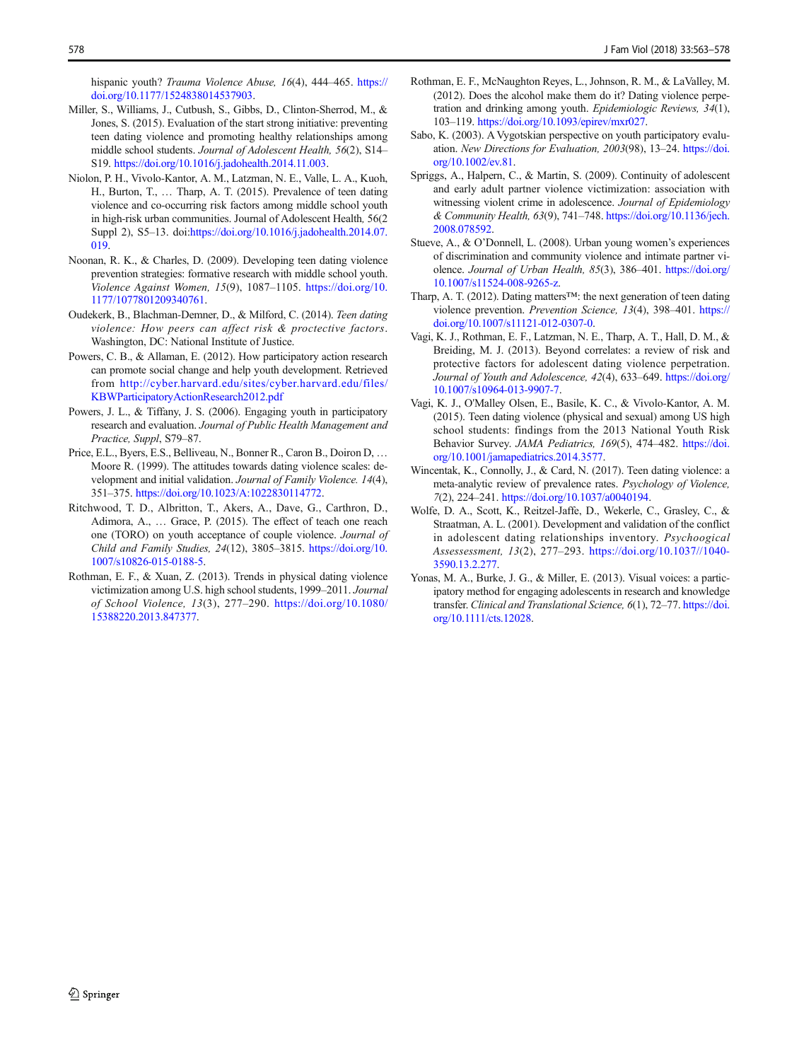hispanic youth? *Trauma Violence Abuse, 16*(4), 444–465. https://doi.org/10.1177/1524838014537903.

Miller, S., Williams, J., Cutbush, S., Gibbs, D., Clinton-Sherrod, M., & Jones, S. (2015). Evaluation of the start strong initiative: preventing teen dating violence and promoting healthy relationships among middle school students. *Journal of Adolescent Health, 56*(2), S14–S19. https://doi.org/10.1016/j.jadohealth.2014.11.003.

Niolon, P. H., Vivolo-Kantor, A. M., Latzman, N. E., Valle, L. A., Kuoh, H., Burton, T., … Tharp, A. T. (2015). Prevalence of teen dating violence and co-occurring risk factors among middle school youth in high-risk urban communities. Journal of Adolescent Health, 56(2 Suppl 2), S5–13. doi:https://doi.org/10.1016/j.jadohealth.2014.07.019.

Noonan, R. K., & Charles, D. (2009). Developing teen dating violence prevention strategies: formative research with middle school youth. *Violence Against Women, 15*(9), 1087–1105. https://doi.org/10.1177/1077801209340761.

Oudekerk, B., Blachman-Demner, D., & Milford, C. (2014). *Teen dating violence: How peers can affect risk & proctective factors*. Washington, DC: National Institute of Justice.

Powers, C. B., & Allaman, E. (2012). How participatory action research can promote social change and help youth development. Retrieved from http://cyber.harvard.edu/sites/cyber.harvard.edu/files/KBWParticipatoryActionResearch2012.pdf

Powers, J. L., & Tiffany, J. S. (2006). Engaging youth in participatory research and evaluation. *Journal of Public Health Management and Practice, Suppl*, S79–87.

Price, E.L., Byers, E.S., Belliveau, N., Bonner R., Caron B., Doiron D, … Moore R. (1999). The attitudes towards dating violence scales: development and initial validation. *Journal of Family Violence. 14*(4), 351–375. https://doi.org/10.1023/A:1022830114772.

Ritchwood, T. D., Albritton, T., Akers, A., Dave, G., Carthron, D., Adimora, A., … Grace, P. (2015). The effect of teach one reach one (TORO) on youth acceptance of couple violence. *Journal of Child and Family Studies, 24*(12), 3805–3815. https://doi.org/10.1007/s10826-015-0188-5.

Rothman, E. F., & Xuan, Z. (2013). Trends in physical dating violence victimization among U.S. high school students, 1999–2011. *Journal of School Violence, 13*(3), 277–290. https://doi.org/10.1080/15388220.2013.847377.

Rothman, E. F., McNaughton Reyes, L., Johnson, R. M., & LaValley, M. (2012). Does the alcohol make them do it? Dating violence perpetration and drinking among youth. *Epidemiologic Reviews, 34*(1), 103–119. https://doi.org/10.1093/epirev/mxr027.

Sabo, K. (2003). A Vygotskian perspective on youth participatory evaluation. *New Directions for Evaluation, 2003*(98), 13–24. https://doi.org/10.1002/ev.81.

Spriggs, A., Halpern, C., & Martin, S. (2009). Continuity of adolescent and early adult partner violence victimization: association with witnessing violent crime in adolescence. *Journal of Epidemiology & Community Health, 63*(9), 741–748. https://doi.org/10.1136/jech.2008.078592.

Stueve, A., & O'Donnell, L. (2008). Urban young women's experiences of discrimination and community violence and intimate partner violence. *Journal of Urban Health, 85*(3), 386–401. https://doi.org/10.1007/s11524-008-9265-z.

Tharp, A. T. (2012). Dating matters™: the next generation of teen dating violence prevention. *Prevention Science, 13*(4), 398–401. https://doi.org/10.1007/s11121-012-0307-0.

Vagi, K. J., Rothman, E. F., Latzman, N. E., Tharp, A. T., Hall, D. M., & Breiding, M. J. (2013). Beyond correlates: a review of risk and protective factors for adolescent dating violence perpetration. *Journal of Youth and Adolescence, 42*(4), 633–649. https://doi.org/10.1007/s10964-013-9907-7.

Vagi, K. J., O'Malley Olsen, E., Basile, K. C., & Vivolo-Kantor, A. M. (2015). Teen dating violence (physical and sexual) among US high school students: findings from the 2013 National Youth Risk Behavior Survey. *JAMA Pediatrics, 169*(5), 474–482. https://doi.org/10.1001/jamapediatrics.2014.3577.

Wincentak, K., Connolly, J., & Card, N. (2017). Teen dating violence: a meta-analytic review of prevalence rates. *Psychology of Violence, 7*(2), 224–241. https://doi.org/10.1037/a0040194.

Wolfe, D. A., Scott, K., Reitzel-Jaffe, D., Wekerle, C., Grasley, C., & Straatman, A. L. (2001). Development and validation of the conflict in adolescent dating relationships inventory. *Psychoogical Assessessment, 13*(2), 277–293. https://doi.org/10.1037//1040-3590.13.2.277.

Yonas, M. A., Burke, J. G., & Miller, E. (2013). Visual voices: a participatory method for engaging adolescents in research and knowledge transfer. *Clinical and Translational Science, 6*(1), 72–77. https://doi.org/10.1111/cts.12028.